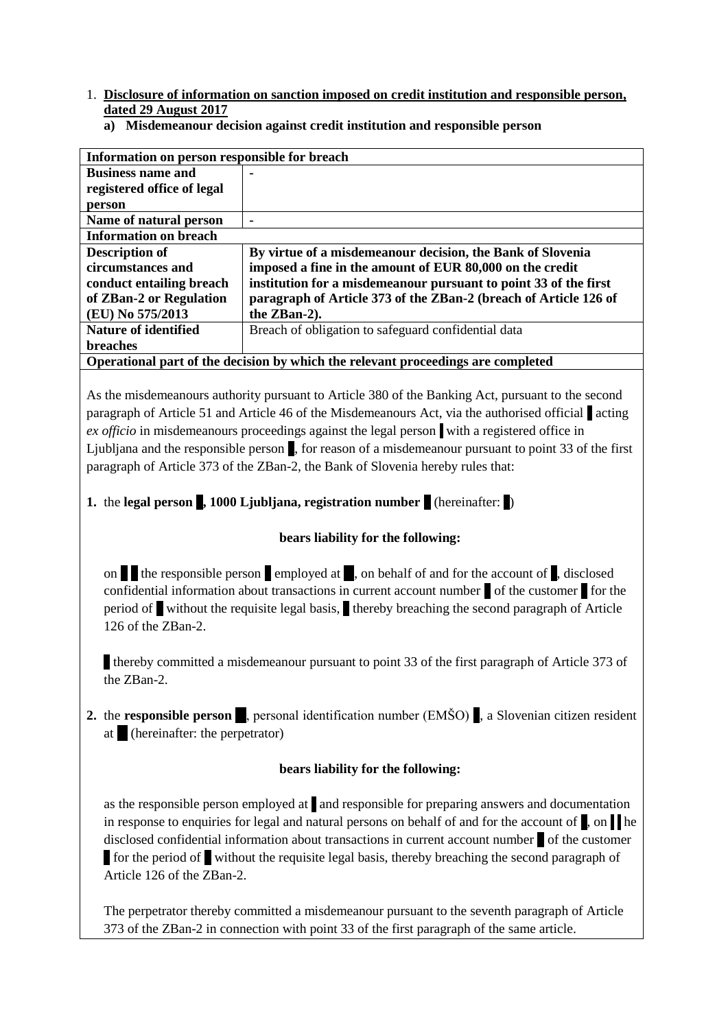1. **Disclosure of information on sanction imposed on credit institution and responsible person, dated 29 August 2017**

   **a) Misdemeanour decision against credit institution and responsible person**

| **Information on person responsible for breach** | |
|---|---|
| **Business name and registered office of legal person** | - |
| **Name of natural person** | - |
| **Information on breach** | |
| **Description of circumstances and conduct entailing breach of ZBan-2 or Regulation (EU) No 575/2013** | **By virtue of a misdemeanour decision, the Bank of Slovenia imposed a fine in the amount of EUR 80,000 on the credit institution for a misdemeanour pursuant to point 33 of the first paragraph of Article 373 of the ZBan-2 (breach of Article 126 of the ZBan-2).** |
| **Nature of identified breaches** | Breach of obligation to safeguard confidential data |
| **Operational part of the decision by which the relevant proceedings are completed** | |

As the misdemeanours authority pursuant to Article 380 of the Banking Act, pursuant to the second paragraph of Article 51 and Article 46 of the Misdemeanours Act, via the authorised official █ acting *ex officio* in misdemeanours proceedings against the legal person █ with a registered office in Ljubljana and the responsible person █, for reason of a misdemeanour pursuant to point 33 of the first paragraph of Article 373 of the ZBan-2, the Bank of Slovenia hereby rules that:

**1.** the **legal person █, 1000 Ljubljana, registration number █** (hereinafter: █)

**bears liability for the following:**

on █ █ the responsible person █ employed at █, on behalf of and for the account of █, disclosed confidential information about transactions in current account number █ of the customer █ for the period of █ without the requisite legal basis, █ thereby breaching the second paragraph of Article 126 of the ZBan-2.

█ thereby committed a misdemeanour pursuant to point 33 of the first paragraph of Article 373 of the ZBan-2.

**2.** the **responsible person █**, personal identification number (EMŠO) █, a Slovenian citizen resident at █ (hereinafter: the perpetrator)

**bears liability for the following:**

as the responsible person employed at █ and responsible for preparing answers and documentation in response to enquiries for legal and natural persons on behalf of and for the account of █, on █ █ he disclosed confidential information about transactions in current account number █ of the customer █ for the period of █ without the requisite legal basis, thereby breaching the second paragraph of Article 126 of the ZBan-2.

The perpetrator thereby committed a misdemeanour pursuant to the seventh paragraph of Article 373 of the ZBan-2 in connection with point 33 of the first paragraph of the same article.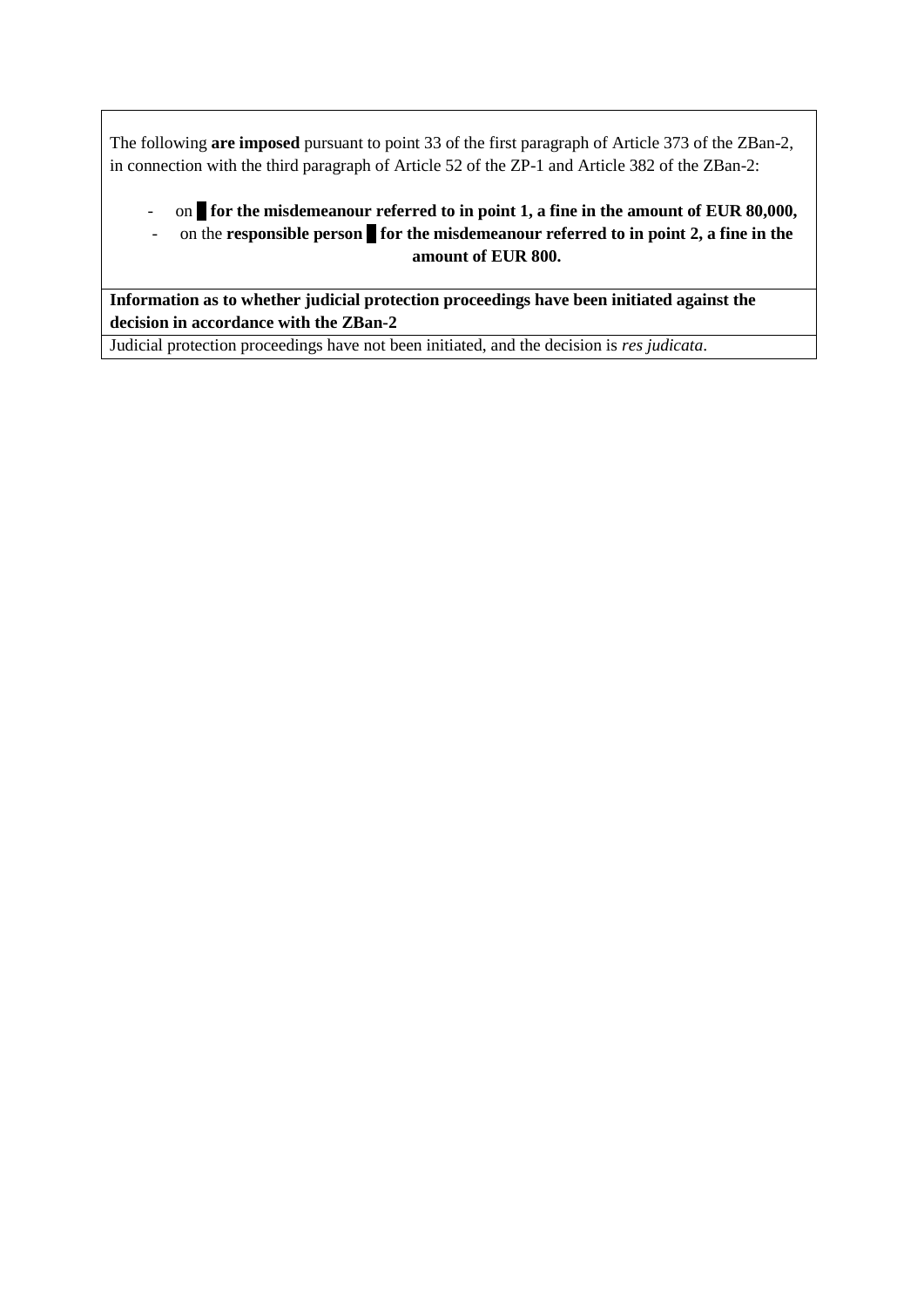| |
|---|
| The following **are imposed** pursuant to point 33 of the first paragraph of Article 373 of the ZBan-2, in connection with the third paragraph of Article 52 of the ZP-1 and Article 382 of the ZBan-2:<br><br>- on █ **for the misdemeanour referred to in point 1, a fine in the amount of EUR 80,000,**<br>- on the **responsible person █ for the misdemeanour referred to in point 2, a fine in the amount of EUR 800.** |
| **Information as to whether judicial protection proceedings have been initiated against the decision in accordance with the ZBan-2** |
| Judicial protection proceedings have not been initiated, and the decision is *res judicata*. |